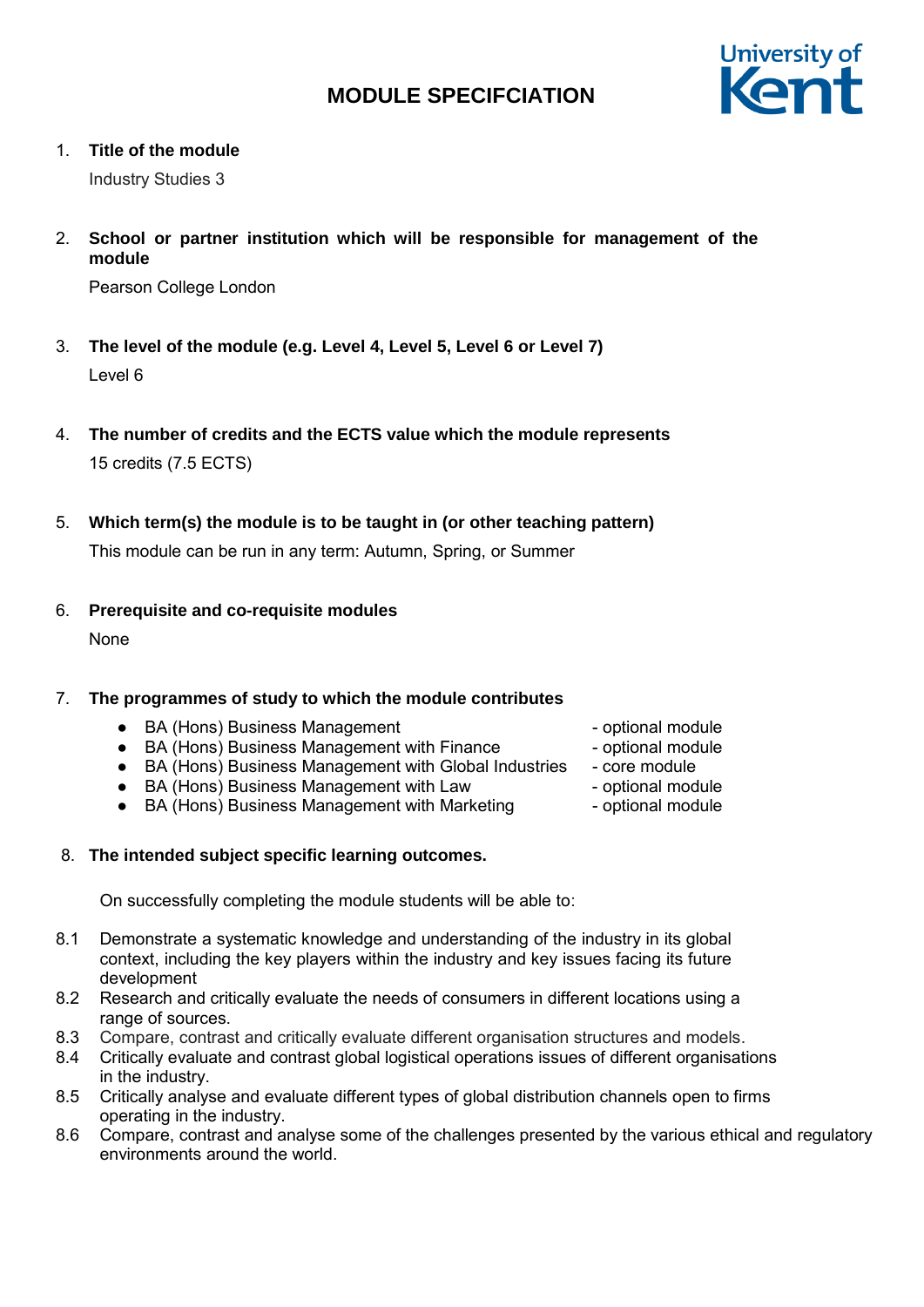# MODULE SPECIFCIATION

1. **Title of the module**

   Industry Studies 3

2. **School or partner institution which will be responsible for management of the module**

   Pearson College London

3. **The level of the module (e.g. Level 4, Level 5, Level 6 or Level 7)**

   Level 6

4. **The number of credits and the ECTS value which the module represents**

   15 credits (7.5 ECTS)

5. **Which term(s) the module is to be taught in (or other teaching pattern)**

   This module can be run in any term: Autumn, Spring, or Summer

6. **Prerequisite and co-requisite modules**

   None

7. **The programmes of study to which the module contributes**

   - BA (Hons) Business Management - optional module
   - BA (Hons) Business Management with Finance - optional module
   - BA (Hons) Business Management with Global Industries - core module
   - BA (Hons) Business Management with Law - optional module
   - BA (Hons) Business Management with Marketing - optional module

8. **The intended subject specific learning outcomes.**

   On successfully completing the module students will be able to:

8.1 Demonstrate a systematic knowledge and understanding of the industry in its global context, including the key players within the industry and key issues facing its future development

8.2 Research and critically evaluate the needs of consumers in different locations using a range of sources.

8.3 Compare, contrast and critically evaluate different organisation structures and models.

8.4 Critically evaluate and contrast global logistical operations issues of different organisations in the industry.

8.5 Critically analyse and evaluate different types of global distribution channels open to firms operating in the industry.

8.6 Compare, contrast and analyse some of the challenges presented by the various ethical and regulatory environments around the world.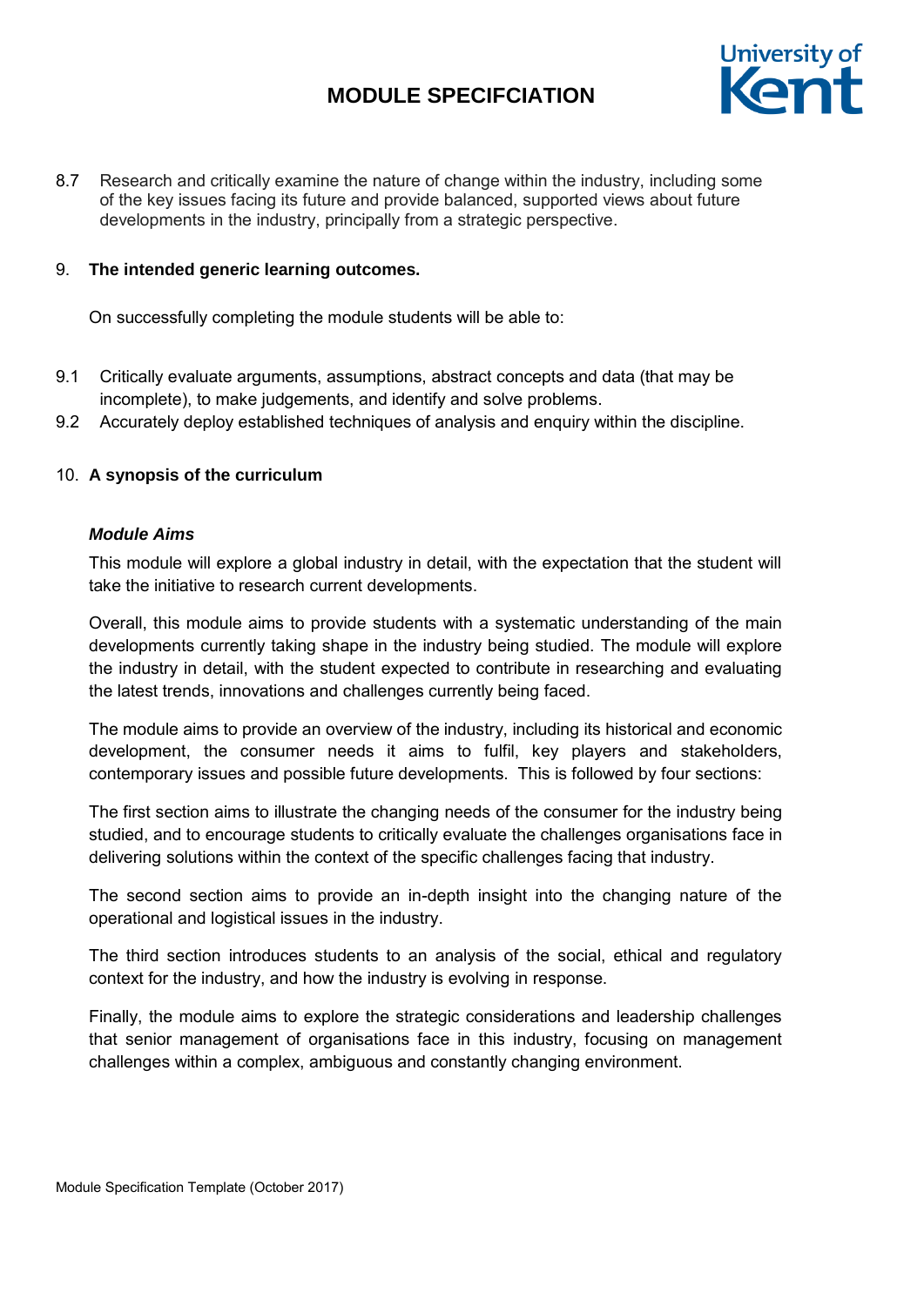8.7 Research and critically examine the nature of change within the industry, including some of the key issues facing its future and provide balanced, supported views about future developments in the industry, principally from a strategic perspective.

## 9. The intended generic learning outcomes.

On successfully completing the module students will be able to:

9.1 Critically evaluate arguments, assumptions, abstract concepts and data (that may be incomplete), to make judgements, and identify and solve problems.

9.2 Accurately deploy established techniques of analysis and enquiry within the discipline.

## 10. A synopsis of the curriculum

### *Module Aims*

This module will explore a global industry in detail, with the expectation that the student will take the initiative to research current developments.

Overall, this module aims to provide students with a systematic understanding of the main developments currently taking shape in the industry being studied. The module will explore the industry in detail, with the student expected to contribute in researching and evaluating the latest trends, innovations and challenges currently being faced.

The module aims to provide an overview of the industry, including its historical and economic development, the consumer needs it aims to fulfil, key players and stakeholders, contemporary issues and possible future developments. This is followed by four sections:

The first section aims to illustrate the changing needs of the consumer for the industry being studied, and to encourage students to critically evaluate the challenges organisations face in delivering solutions within the context of the specific challenges facing that industry.

The second section aims to provide an in-depth insight into the changing nature of the operational and logistical issues in the industry.

The third section introduces students to an analysis of the social, ethical and regulatory context for the industry, and how the industry is evolving in response.

Finally, the module aims to explore the strategic considerations and leadership challenges that senior management of organisations face in this industry, focusing on management challenges within a complex, ambiguous and constantly changing environment.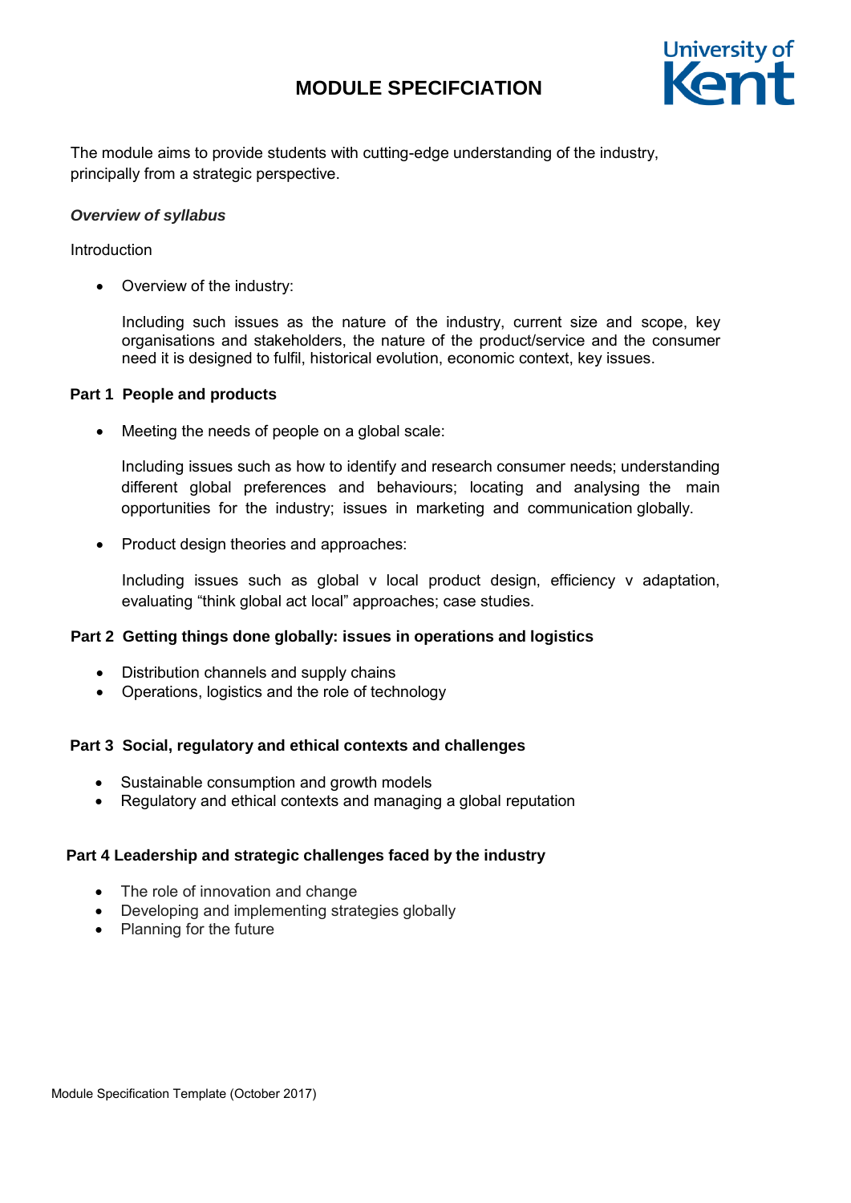# MODULE SPECIFCIATION

The module aims to provide students with cutting-edge understanding of the industry, principally from a strategic perspective.

***Overview of syllabus***

Introduction

- Overview of the industry:

  Including such issues as the nature of the industry, current size and scope, key organisations and stakeholders, the nature of the product/service and the consumer need it is designed to fulfil, historical evolution, economic context, key issues.

**Part 1 People and products**

- Meeting the needs of people on a global scale:

  Including issues such as how to identify and research consumer needs; understanding different global preferences and behaviours; locating and analysing the main opportunities for the industry; issues in marketing and communication globally.

- Product design theories and approaches:

  Including issues such as global v local product design, efficiency v adaptation, evaluating "think global act local" approaches; case studies.

**Part 2 Getting things done globally: issues in operations and logistics**

- Distribution channels and supply chains
- Operations, logistics and the role of technology

**Part 3 Social, regulatory and ethical contexts and challenges**

- Sustainable consumption and growth models
- Regulatory and ethical contexts and managing a global reputation

**Part 4 Leadership and strategic challenges faced by the industry**

- The role of innovation and change
- Developing and implementing strategies globally
- Planning for the future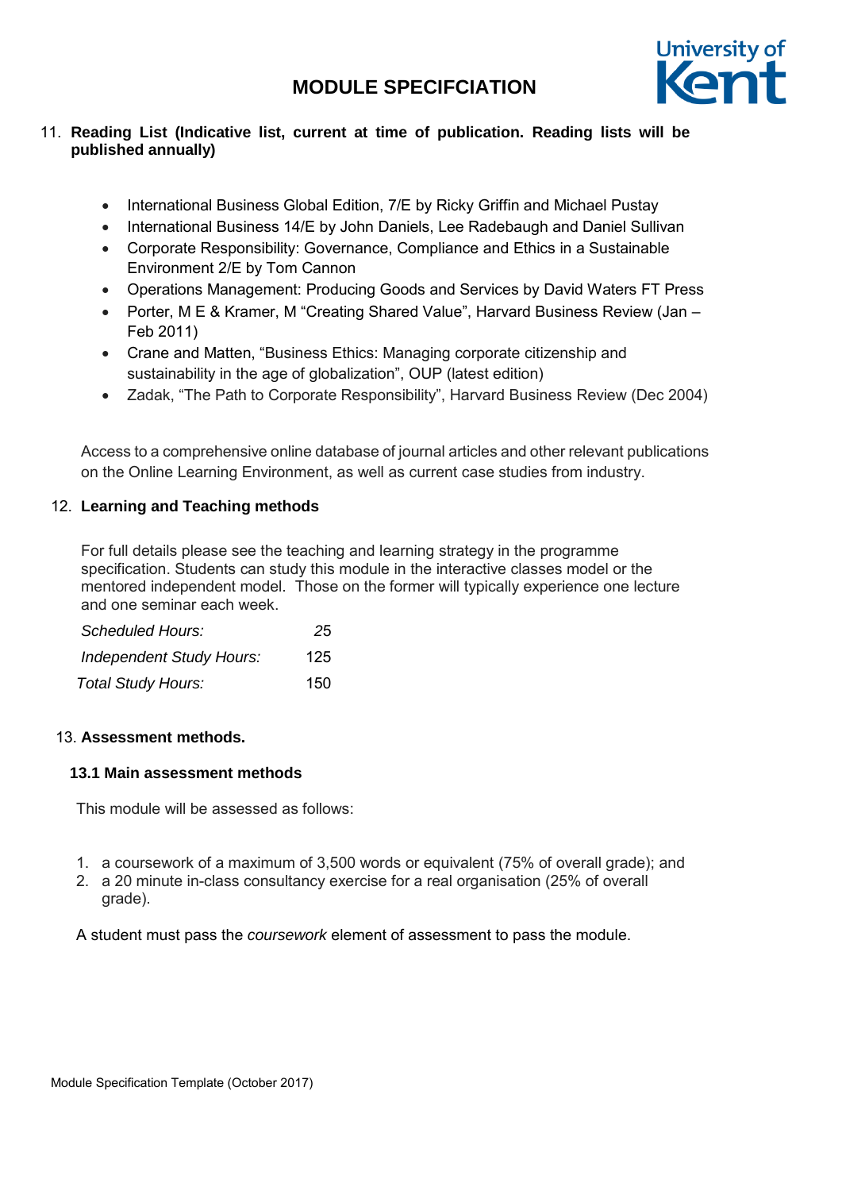11. **Reading List (Indicative list, current at time of publication. Reading lists will be published annually)**

- International Business Global Edition, 7/E by Ricky Griffin and Michael Pustay
- International Business 14/E by John Daniels, Lee Radebaugh and Daniel Sullivan
- Corporate Responsibility: Governance, Compliance and Ethics in a Sustainable Environment 2/E by Tom Cannon
- Operations Management: Producing Goods and Services by David Waters FT Press
- Porter, M E & Kramer, M "Creating Shared Value", Harvard Business Review (Jan – Feb 2011)
- Crane and Matten, "Business Ethics: Managing corporate citizenship and sustainability in the age of globalization", OUP (latest edition)
- Zadak, "The Path to Corporate Responsibility", Harvard Business Review (Dec 2004)

Access to a comprehensive online database of journal articles and other relevant publications on the Online Learning Environment, as well as current case studies from industry.

12. **Learning and Teaching methods**

For full details please see the teaching and learning strategy in the programme specification. Students can study this module in the interactive classes model or the mentored independent model. Those on the former will typically experience one lecture and one seminar each week.

| | |
|---|---|
| *Scheduled Hours:* | *25* |
| *Independent Study Hours:* | 125 |
| *Total Study Hours:* | 150 |

13. **Assessment methods.**

**13.1 Main assessment methods**

This module will be assessed as follows:

1. a coursework of a maximum of 3,500 words or equivalent (75% of overall grade); and
2. a 20 minute in-class consultancy exercise for a real organisation (25% of overall grade).

A student must pass the *coursework* element of assessment to pass the module.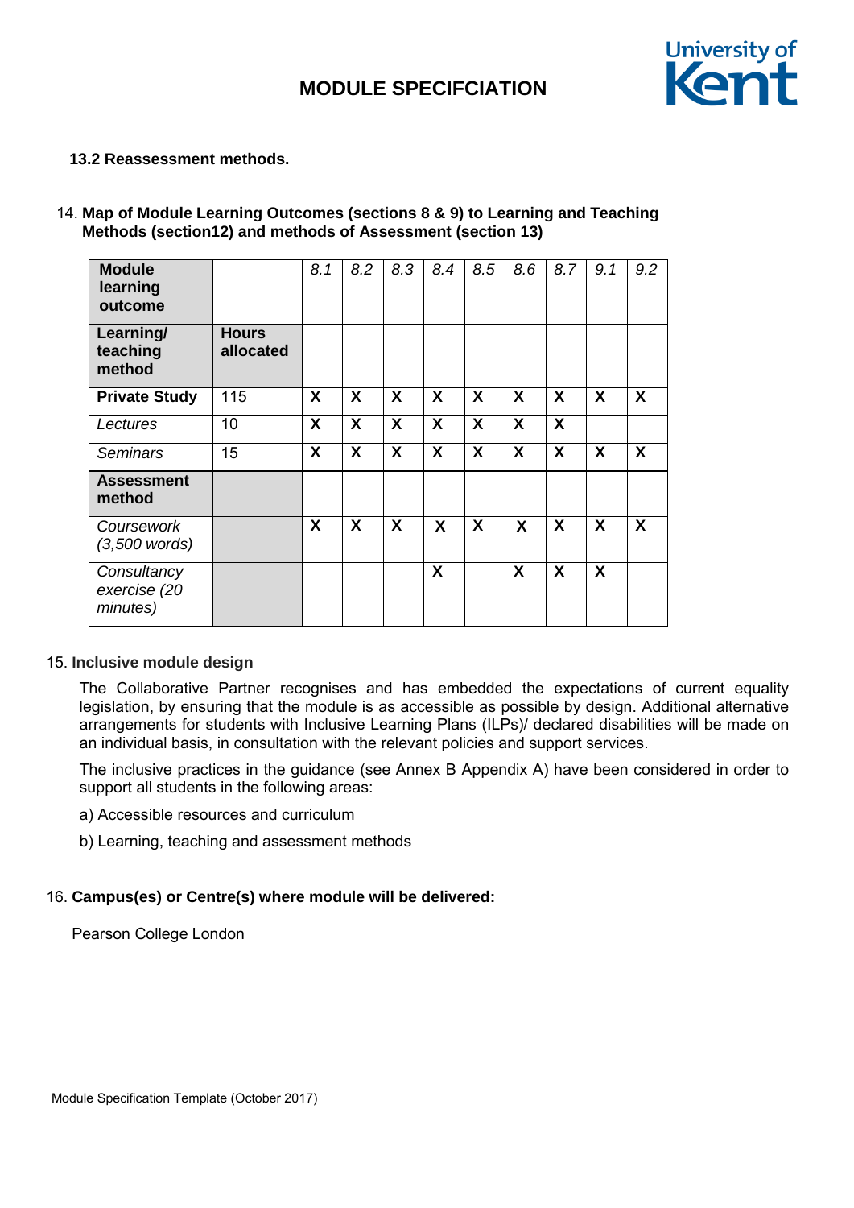**13.2 Reassessment methods.**

14. **Map of Module Learning Outcomes (sections 8 & 9) to Learning and Teaching Methods (section12) and methods of Assessment (section 13)**

| **Module learning outcome** | | *8.1* | *8.2* | *8.3* | *8.4* | *8.5* | *8.6* | *8.7* | *9.1* | *9.2* |
|---|---|---|---|---|---|---|---|---|---|---|
| **Learning/ teaching method** | **Hours allocated** | | | | | | | | | |
| **Private Study** | 115 | **X** | **X** | **X** | **X** | **X** | **X** | **X** | **X** | **X** |
| *Lectures* | 10 | **X** | **X** | **X** | **X** | **X** | **X** | **X** | | |
| *Seminars* | 15 | **X** | **X** | **X** | **X** | **X** | **X** | **X** | **X** | **X** |
| **Assessment method** | | | | | | | | | | |
| *Coursework (3,500 words)* | | **X** | **X** | **X** | **X** | **X** | **X** | **X** | **X** | **X** |
| *Consultancy exercise (20 minutes)* | | | | | **X** | | **X** | **X** | **X** | |

15. **Inclusive module design**

The Collaborative Partner recognises and has embedded the expectations of current equality legislation, by ensuring that the module is as accessible as possible by design. Additional alternative arrangements for students with Inclusive Learning Plans (ILPs)/ declared disabilities will be made on an individual basis, in consultation with the relevant policies and support services.

The inclusive practices in the guidance (see Annex B Appendix A) have been considered in order to support all students in the following areas:

a) Accessible resources and curriculum

b) Learning, teaching and assessment methods

16. **Campus(es) or Centre(s) where module will be delivered:**

Pearson College London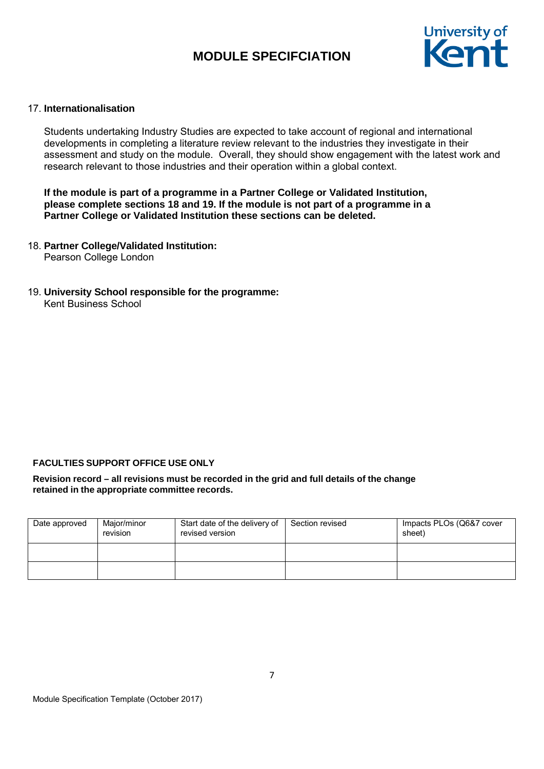17. **Internationalisation**

 Students undertaking Industry Studies are expected to take account of regional and international developments in completing a literature review relevant to the industries they investigate in their assessment and study on the module. Overall, they should show engagement with the latest work and research relevant to those industries and their operation within a global context.

 **If the module is part of a programme in a Partner College or Validated Institution, please complete sections 18 and 19. If the module is not part of a programme in a Partner College or Validated Institution these sections can be deleted.**

18. **Partner College/Validated Institution:**
 Pearson College London

19. **University School responsible for the programme:**
 Kent Business School

**FACULTIES SUPPORT OFFICE USE ONLY**

**Revision record – all revisions must be recorded in the grid and full details of the change retained in the appropriate committee records.**

| Date approved | Major/minor revision | Start date of the delivery of revised version | Section revised | Impacts PLOs (Q6&7 cover sheet) |
|---|---|---|---|---|
| | | | | |
| | | | | |